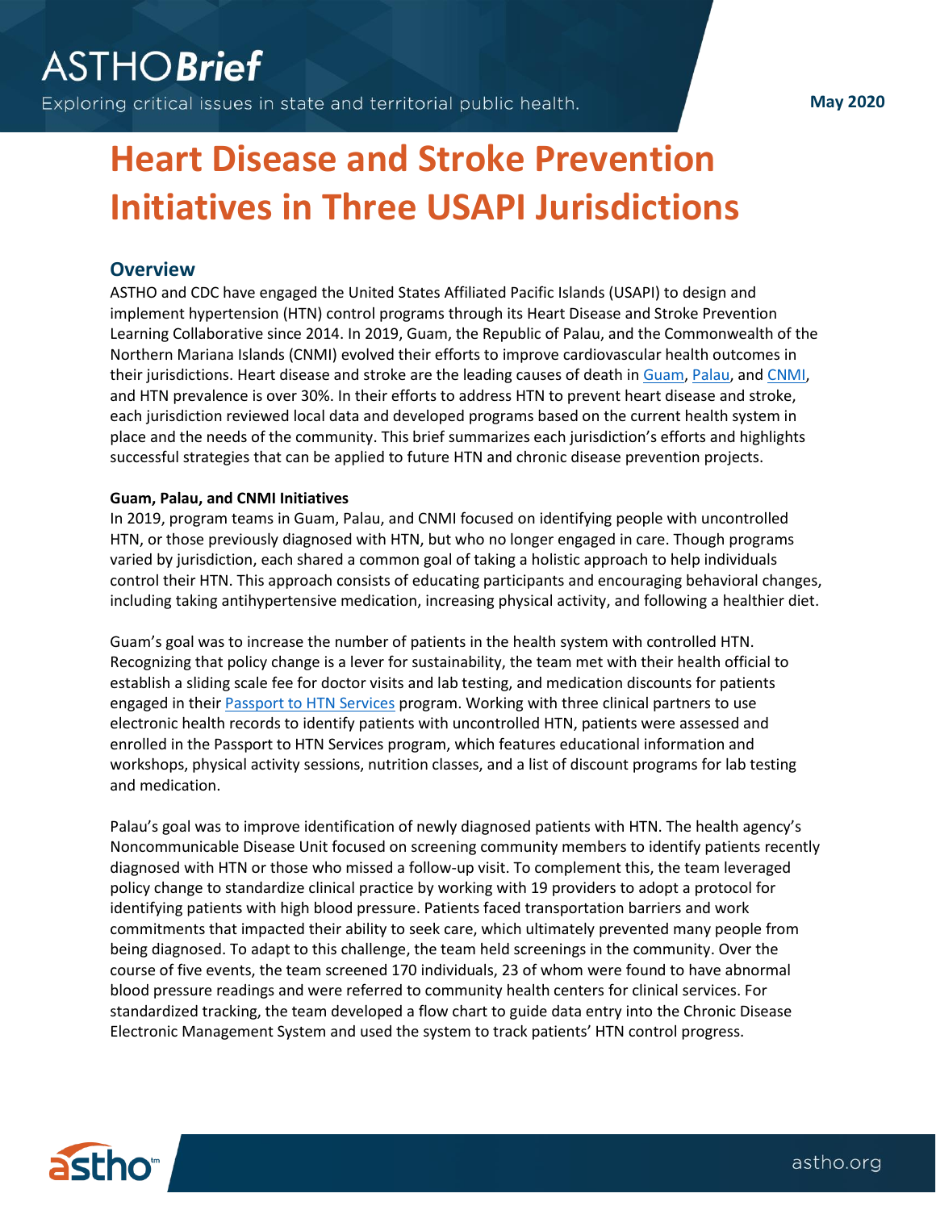# Heart Disease and Stroke Prevention Initiatives in Three USAPI Jurisdictions

## Overview

ASTHO and CDC have engaged the United States Affiliated Pacific Islands (USAPI) to design and implement hypertension (HTN) control programs through its Heart Disease and Stroke Prevention Learning Collaborative since 2014. In 2019, Guam, the Republic of Palau, and the Commonwealth of the Northern Mariana Islands (CNMI) evolved their efforts to improve cardiovascular health outcomes in their jurisdictions. Heart disease and stroke are the leading causes of death in Guam, Palau, and CNMI, and HTN prevalence is over 30%. In their efforts to address HTN to prevent heart disease and stroke, each jurisdiction reviewed local data and developed programs based on the current health system in place and the needs of the community. This brief summarizes each jurisdiction's efforts and highlights successful strategies that can be applied to future HTN and chronic disease prevention projects.

**Guam, Palau, and CNMI Initiatives**

In 2019, program teams in Guam, Palau, and CNMI focused on identifying people with uncontrolled HTN, or those previously diagnosed with HTN, but who no longer engaged in care. Though programs varied by jurisdiction, each shared a common goal of taking a holistic approach to help individuals control their HTN. This approach consists of educating participants and encouraging behavioral changes, including taking antihypertensive medication, increasing physical activity, and following a healthier diet.

Guam's goal was to increase the number of patients in the health system with controlled HTN. Recognizing that policy change is a lever for sustainability, the team met with their health official to establish a sliding scale fee for doctor visits and lab testing, and medication discounts for patients engaged in their Passport to HTN Services program. Working with three clinical partners to use electronic health records to identify patients with uncontrolled HTN, patients were assessed and enrolled in the Passport to HTN Services program, which features educational information and workshops, physical activity sessions, nutrition classes, and a list of discount programs for lab testing and medication.

Palau's goal was to improve identification of newly diagnosed patients with HTN. The health agency's Noncommunicable Disease Unit focused on screening community members to identify patients recently diagnosed with HTN or those who missed a follow-up visit. To complement this, the team leveraged policy change to standardize clinical practice by working with 19 providers to adopt a protocol for identifying patients with high blood pressure. Patients faced transportation barriers and work commitments that impacted their ability to seek care, which ultimately prevented many people from being diagnosed. To adapt to this challenge, the team held screenings in the community. Over the course of five events, the team screened 170 individuals, 23 of whom were found to have abnormal blood pressure readings and were referred to community health centers for clinical services. For standardized tracking, the team developed a flow chart to guide data entry into the Chronic Disease Electronic Management System and used the system to track patients' HTN control progress.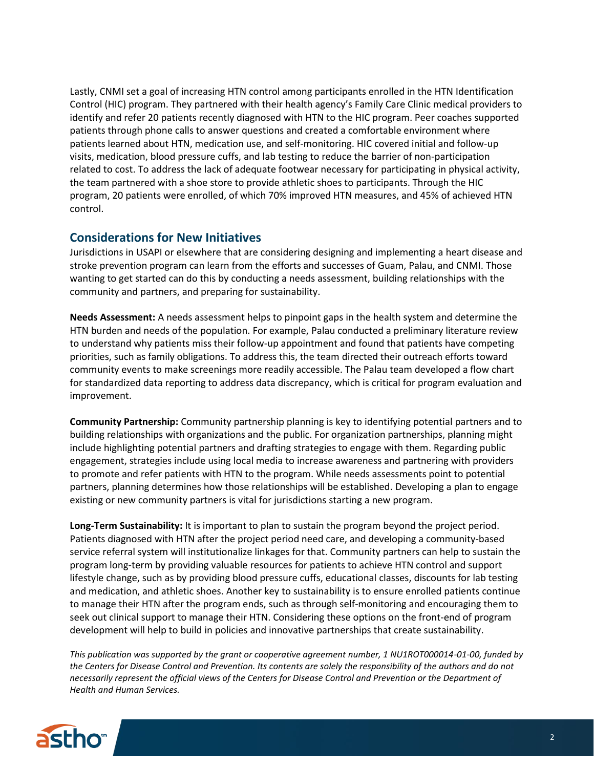Lastly, CNMI set a goal of increasing HTN control among participants enrolled in the HTN Identification Control (HIC) program. They partnered with their health agency's Family Care Clinic medical providers to identify and refer 20 patients recently diagnosed with HTN to the HIC program. Peer coaches supported patients through phone calls to answer questions and created a comfortable environment where patients learned about HTN, medication use, and self-monitoring. HIC covered initial and follow-up visits, medication, blood pressure cuffs, and lab testing to reduce the barrier of non-participation related to cost. To address the lack of adequate footwear necessary for participating in physical activity, the team partnered with a shoe store to provide athletic shoes to participants. Through the HIC program, 20 patients were enrolled, of which 70% improved HTN measures, and 45% of achieved HTN control.

## Considerations for New Initiatives

Jurisdictions in USAPI or elsewhere that are considering designing and implementing a heart disease and stroke prevention program can learn from the efforts and successes of Guam, Palau, and CNMI. Those wanting to get started can do this by conducting a needs assessment, building relationships with the community and partners, and preparing for sustainability.

**Needs Assessment:** A needs assessment helps to pinpoint gaps in the health system and determine the HTN burden and needs of the population. For example, Palau conducted a preliminary literature review to understand why patients miss their follow-up appointment and found that patients have competing priorities, such as family obligations. To address this, the team directed their outreach efforts toward community events to make screenings more readily accessible. The Palau team developed a flow chart for standardized data reporting to address data discrepancy, which is critical for program evaluation and improvement.

**Community Partnership:** Community partnership planning is key to identifying potential partners and to building relationships with organizations and the public. For organization partnerships, planning might include highlighting potential partners and drafting strategies to engage with them. Regarding public engagement, strategies include using local media to increase awareness and partnering with providers to promote and refer patients with HTN to the program. While needs assessments point to potential partners, planning determines how those relationships will be established. Developing a plan to engage existing or new community partners is vital for jurisdictions starting a new program.

**Long-Term Sustainability:** It is important to plan to sustain the program beyond the project period. Patients diagnosed with HTN after the project period need care, and developing a community-based service referral system will institutionalize linkages for that. Community partners can help to sustain the program long-term by providing valuable resources for patients to achieve HTN control and support lifestyle change, such as by providing blood pressure cuffs, educational classes, discounts for lab testing and medication, and athletic shoes. Another key to sustainability is to ensure enrolled patients continue to manage their HTN after the program ends, such as through self-monitoring and encouraging them to seek out clinical support to manage their HTN. Considering these options on the front-end of program development will help to build in policies and innovative partnerships that create sustainability.

*This publication was supported by the grant or cooperative agreement number, 1 NU1ROT000014-01-00, funded by the Centers for Disease Control and Prevention. Its contents are solely the responsibility of the authors and do not necessarily represent the official views of the Centers for Disease Control and Prevention or the Department of Health and Human Services.*